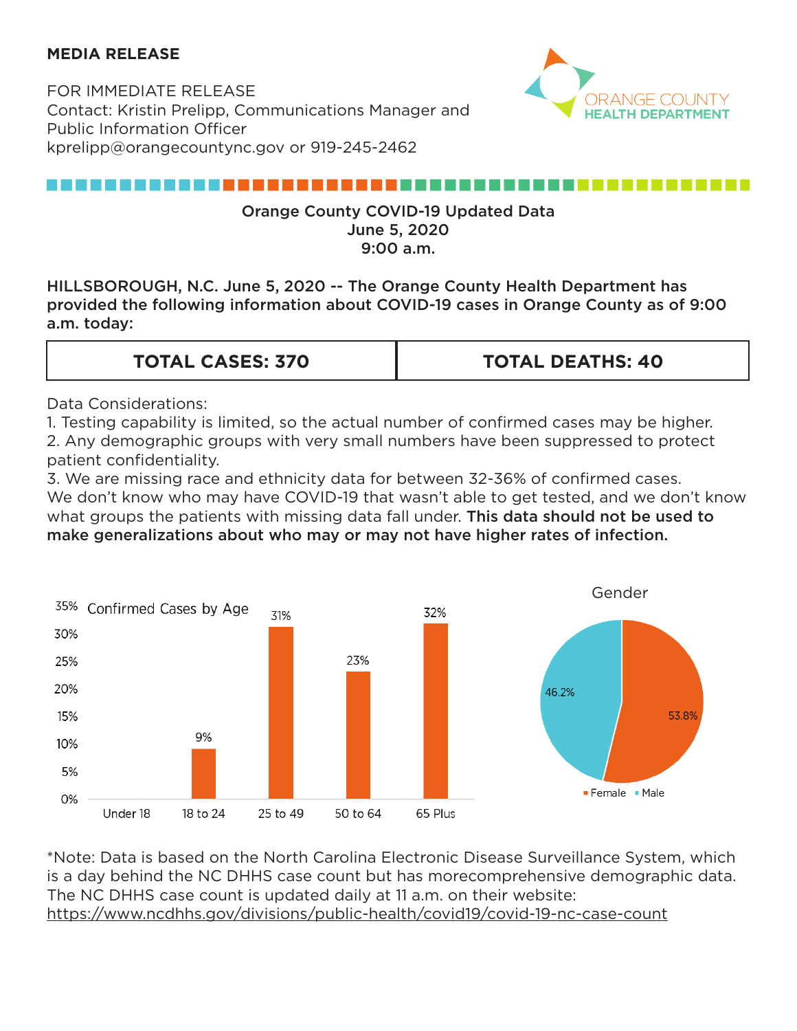**MEDIA RELEASE**

FOR IMMEDIATE RELEASE
Contact: Kristin Prelipp, Communications Manager and Public Information Officer
kprelipp@orangecountync.gov or 919-245-2462

ORANGE COUNTY HEALTH DEPARTMENT

## Orange County COVID-19 Updated Data
## June 5, 2020
## 9:00 a.m.

**HILLSBOROUGH, N.C. June 5, 2020 -- The Orange County Health Department has provided the following information about COVID-19 cases in Orange County as of 9:00 a.m. today:**

| TOTAL CASES: 370 | TOTAL DEATHS: 40 |
|---|---|

Data Considerations:

1. Testing capability is limited, so the actual number of confirmed cases may be higher.
2. Any demographic groups with very small numbers have been suppressed to protect patient confidentiality.
3. We are missing race and ethnicity data for between 32-36% of confirmed cases.

We don't know who may have COVID-19 that wasn't able to get tested, and we don't know what groups the patients with missing data fall under. **This data should not be used to make generalizations about who may or may not have higher rates of infection.**

Confirmed Cases by Age

| Age | Percent |
|---|---|
| Under 18 | |
| 18 to 24 | 9% |
| 25 to 49 | 31% |
| 50 to 64 | 23% |
| 65 Plus | 32% |

Gender

| Gender | Percent |
|---|---|
| Female | 53.8% |
| Male | 46.2% |

*Note: Data is based on the North Carolina Electronic Disease Surveillance System, which is a day behind the NC DHHS case count but has morecomprehensive demographic data. The NC DHHS case count is updated daily at 11 a.m. on their website: https://www.ncdhhs.gov/divisions/public-health/covid19/covid-19-nc-case-count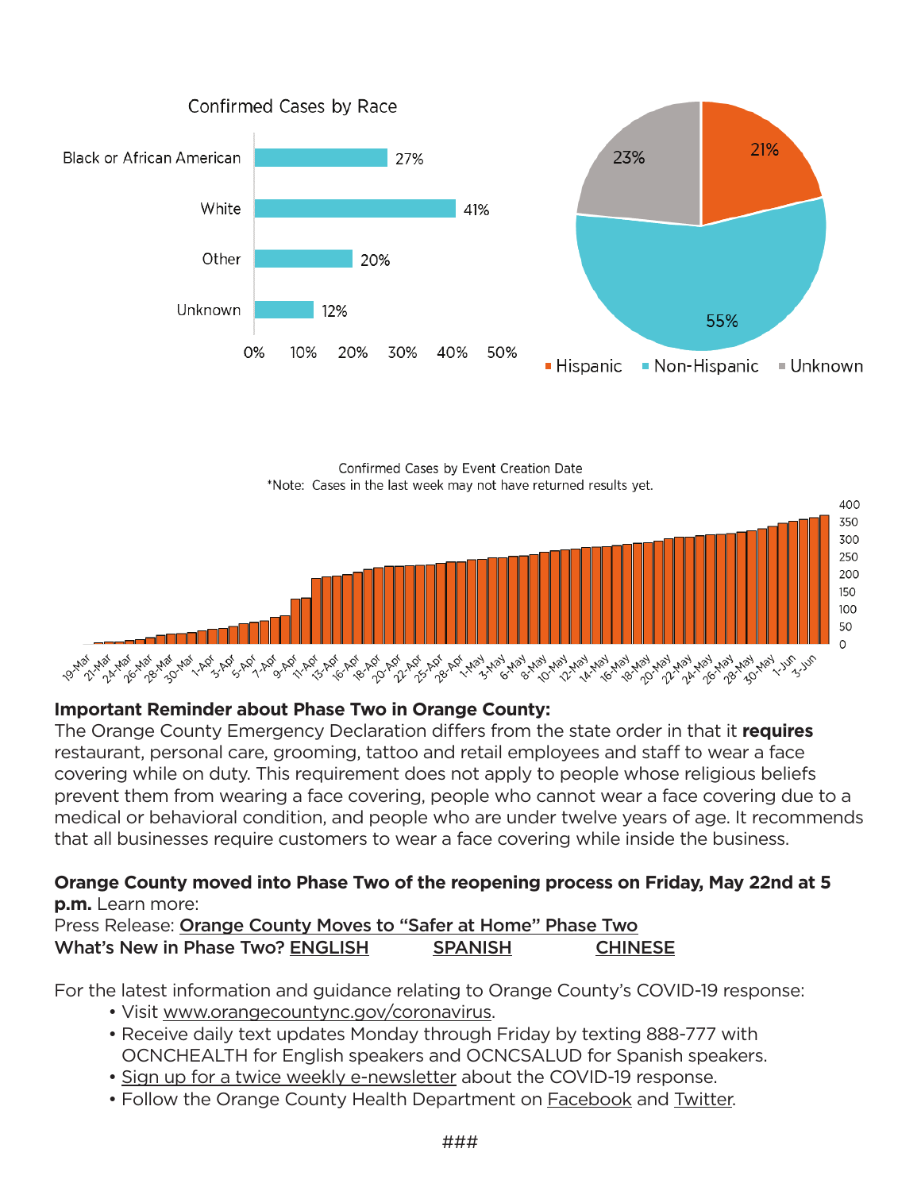Confirmed Cases by Race

Black or African American 27%

White 41%

Other 20%

Unknown 12%

0% 10% 20% 30% 40% 50%

21% 55% 23%

Hispanic Non-Hispanic Unknown

Confirmed Cases by Event Creation Date
*Note: Cases in the last week may not have returned results yet.

400 350 300 250 200 150 100 50 0

19-Mar 21-Mar 24-Mar 26-Mar 28-Mar 30-Mar 1-Apr 3-Apr 5-Apr 7-Apr 9-Apr 11-Apr 13-Apr 16-Apr 18-Apr 20-Apr 22-Apr 25-Apr 28-Apr 1-May 3-May 6-May 8-May 10-May 12-May 14-May 16-May 18-May 20-May 22-May 24-May 26-May 28-May 30-May 1-Jun 3-Jun

**Important Reminder about Phase Two in Orange County:**
The Orange County Emergency Declaration differs from the state order in that it **requires** restaurant, personal care, grooming, tattoo and retail employees and staff to wear a face covering while on duty. This requirement does not apply to people whose religious beliefs prevent them from wearing a face covering, people who cannot wear a face covering due to a medical or behavioral condition, and people who are under twelve years of age. It recommends that all businesses require customers to wear a face covering while inside the business.

**Orange County moved into Phase Two of the reopening process on Friday, May 22nd at 5 p.m.** Learn more:
Press Release: Orange County Moves to "Safer at Home" Phase Two
What's New in Phase Two? ENGLISH SPANISH CHINESE

For the latest information and guidance relating to Orange County's COVID-19 response:

- Visit www.orangecountync.gov/coronavirus.
- Receive daily text updates Monday through Friday by texting 888-777 with OCNCHEALTH for English speakers and OCNCSALUD for Spanish speakers.
- Sign up for a twice weekly e-newsletter about the COVID-19 response.
- Follow the Orange County Health Department on Facebook and Twitter.

###